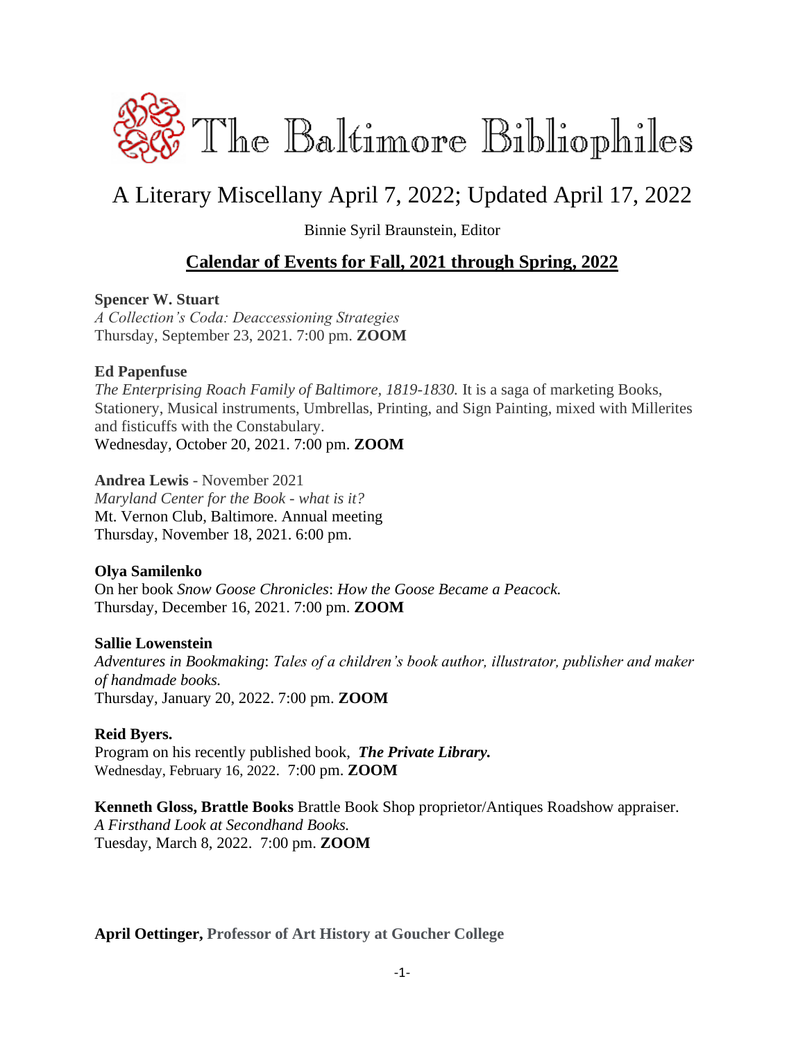# The Baltimore Bibliophiles

## A Literary Miscellany April 7, 2022; Updated April 17, 2022

Binnie Syril Braunstein, Editor

### Calendar of Events for Fall, 2021 through Spring, 2022

**Spencer W. Stuart**
*A Collection's Coda: Deaccessioning Strategies*
Thursday, September 23, 2021. 7:00 pm. **ZOOM**

**Ed Papenfuse**
*The Enterprising Roach Family of Baltimore, 1819-1830.* It is a saga of marketing Books, Stationery, Musical instruments, Umbrellas, Printing, and Sign Painting, mixed with Millerites and fisticuffs with the Constabulary.
Wednesday, October 20, 2021. 7:00 pm. **ZOOM**

**Andrea Lewis** - November 2021
*Maryland Center for the Book - what is it?*
Mt. Vernon Club, Baltimore. Annual meeting
Thursday, November 18, 2021. 6:00 pm.

**Olya Samilenko**
On her book *Snow Goose Chronicles*: *How the Goose Became a Peacock.*
Thursday, December 16, 2021. 7:00 pm. **ZOOM**

**Sallie Lowenstein**
*Adventures in Bookmaking*: *Tales of a children's book author, illustrator, publisher and maker of handmade books.*
Thursday, January 20, 2022. 7:00 pm. **ZOOM**

**Reid Byers.**
Program on his recently published book, ***The Private Library.***
Wednesday, February 16, 2022. 7:00 pm. **ZOOM**

**Kenneth Gloss, Brattle Books** Brattle Book Shop proprietor/Antiques Roadshow appraiser.
*A Firsthand Look at Secondhand Books.*
Tuesday, March 8, 2022. 7:00 pm. **ZOOM**

**April Oettinger, Professor of Art History at Goucher College**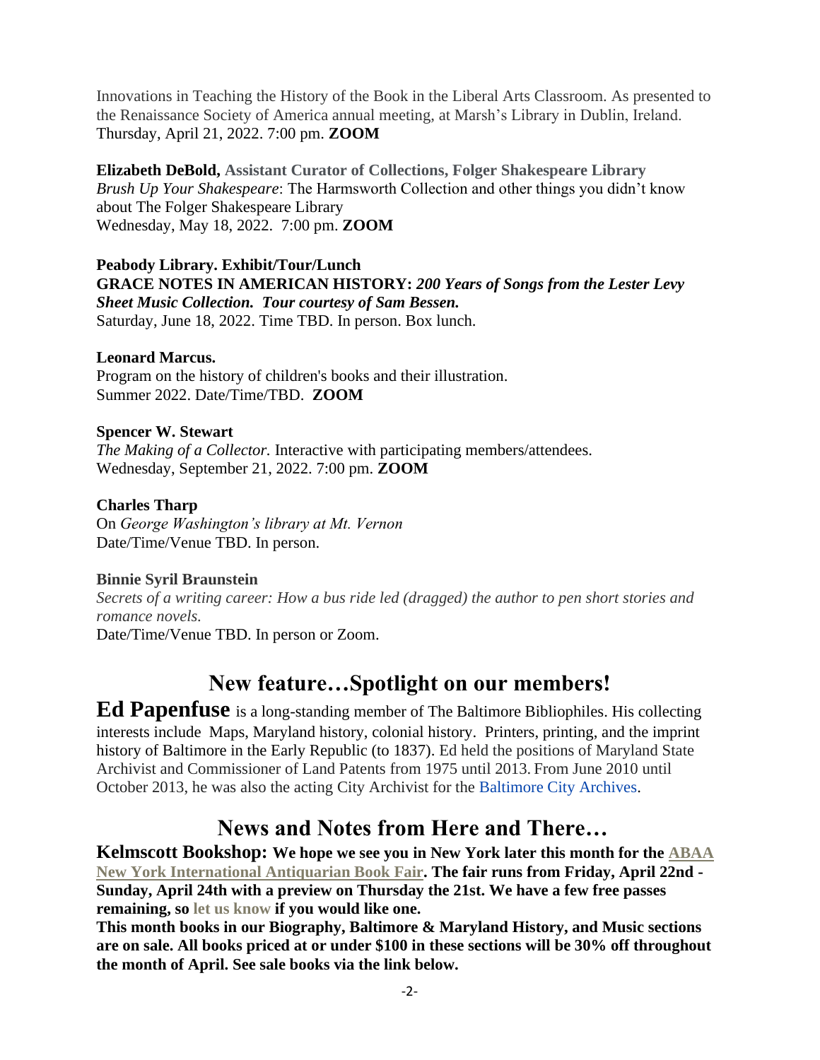Innovations in Teaching the History of the Book in the Liberal Arts Classroom. As presented to the Renaissance Society of America annual meeting, at Marsh's Library in Dublin, Ireland.
Thursday, April 21, 2022. 7:00 pm. **ZOOM**

**Elizabeth DeBold, Assistant Curator of Collections, Folger Shakespeare Library**
*Brush Up Your Shakespeare*: The Harmsworth Collection and other things you didn't know about The Folger Shakespeare Library
Wednesday, May 18, 2022. 7:00 pm. **ZOOM**

**Peabody Library. Exhibit/Tour/Lunch**
**GRACE NOTES IN AMERICAN HISTORY:** ***200 Years of Songs from the Lester Levy Sheet Music Collection. Tour courtesy of Sam Bessen.***
Saturday, June 18, 2022. Time TBD. In person. Box lunch.

**Leonard Marcus.**
Program on the history of children's books and their illustration.
Summer 2022. Date/Time/TBD. **ZOOM**

**Spencer W. Stewart**
*The Making of a Collector.* Interactive with participating members/attendees.
Wednesday, September 21, 2022. 7:00 pm. **ZOOM**

**Charles Tharp**
On *George Washington's library at Mt. Vernon*
Date/Time/Venue TBD. In person.

**Binnie Syril Braunstein**
*Secrets of a writing career: How a bus ride led (dragged) the author to pen short stories and romance novels.*
Date/Time/Venue TBD. In person or Zoom.

## New feature…Spotlight on our members!

**Ed Papenfuse** is a long-standing member of The Baltimore Bibliophiles. His collecting interests include Maps, Maryland history, colonial history. Printers, printing, and the imprint history of Baltimore in the Early Republic (to 1837). Ed held the positions of Maryland State Archivist and Commissioner of Land Patents from 1975 until 2013. From June 2010 until October 2013, he was also the acting City Archivist for the Baltimore City Archives.

## News and Notes from Here and There…

**Kelmscott Bookshop: We hope we see you in New York later this month for the ABAA New York International Antiquarian Book Fair. The fair runs from Friday, April 22nd - Sunday, April 24th with a preview on Thursday the 21st. We have a few free passes remaining, so let us know if you would like one.**
**This month books in our Biography, Baltimore & Maryland History, and Music sections are on sale. All books priced at or under $100 in these sections will be 30% off throughout the month of April. See sale books via the link below.**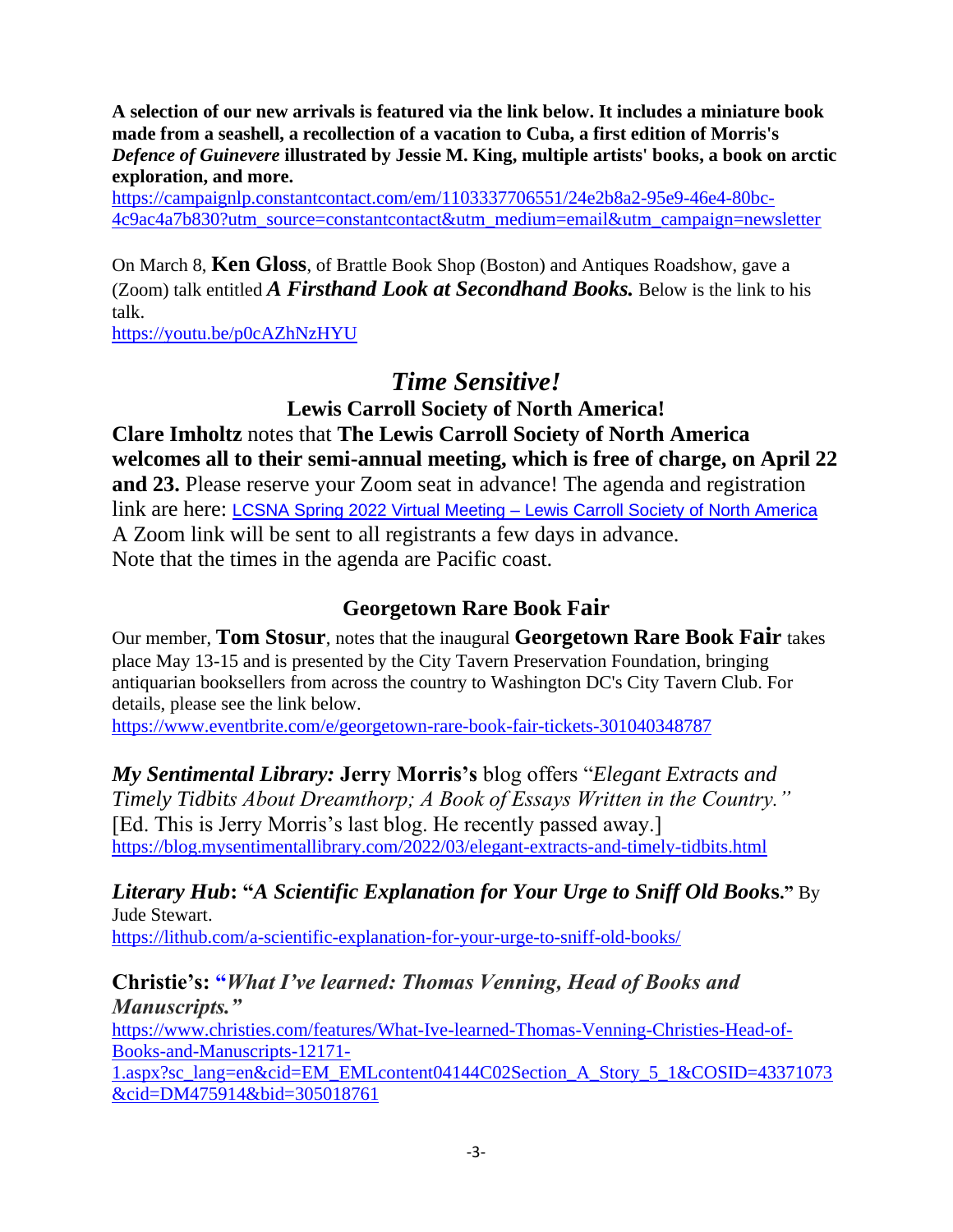**A selection of our new arrivals is featured via the link below. It includes a miniature book made from a seashell, a recollection of a vacation to Cuba, a first edition of Morris's *Defence of Guinevere* illustrated by Jessie M. King, multiple artists' books, a book on arctic exploration, and more.**
https://campaignlp.constantcontact.com/em/1103337706551/24e2b8a2-95e9-46e4-80bc-4c9ac4a7b830?utm_source=constantcontact&utm_medium=email&utm_campaign=newsletter

On March 8, **Ken Gloss**, of Brattle Book Shop (Boston) and Antiques Roadshow, gave a (Zoom) talk entitled ***A Firsthand Look at Secondhand Books.*** Below is the link to his talk.
https://youtu.be/p0cAZhNzHYU

## *Time Sensitive!*

### Lewis Carroll Society of North America!

**Clare Imholtz** notes that **The Lewis Carroll Society of North America welcomes all to their semi-annual meeting, which is free of charge, on April 22 and 23.** Please reserve your Zoom seat in advance! The agenda and registration link are here: LCSNA Spring 2022 Virtual Meeting – Lewis Carroll Society of North America
A Zoom link will be sent to all registrants a few days in advance.
Note that the times in the agenda are Pacific coast.

### Georgetown Rare Book Fair

Our member, **Tom Stosur**, notes that the inaugural **Georgetown Rare Book Fair** takes place May 13-15 and is presented by the City Tavern Preservation Foundation, bringing antiquarian booksellers from across the country to Washington DC's City Tavern Club. For details, please see the link below.
https://www.eventbrite.com/e/georgetown-rare-book-fair-tickets-301040348787

***My Sentimental Library:*** **Jerry Morris's** blog offers "*Elegant Extracts and Timely Tidbits About Dreamthorp; A Book of Essays Written in the Country.*"
[Ed. This is Jerry Morris's last blog. He recently passed away.]
https://blog.mysentimentallibrary.com/2022/03/elegant-extracts-and-timely-tidbits.html

***Literary Hub*****: "*A Scientific Explanation for Your Urge to Sniff Old Books.*"** By Jude Stewart.
https://lithub.com/a-scientific-explanation-for-your-urge-to-sniff-old-books/

**Christie's: "*What I've learned: Thomas Venning, Head of Books and Manuscripts.*"**
https://www.christies.com/features/What-Ive-learned-Thomas-Venning-Christies-Head-of-Books-and-Manuscripts-12171-1.aspx?sc_lang=en&cid=EM_EMLcontent04144C02Section_A_Story_5_1&COSID=43371073&cid=DM475914&bid=305018761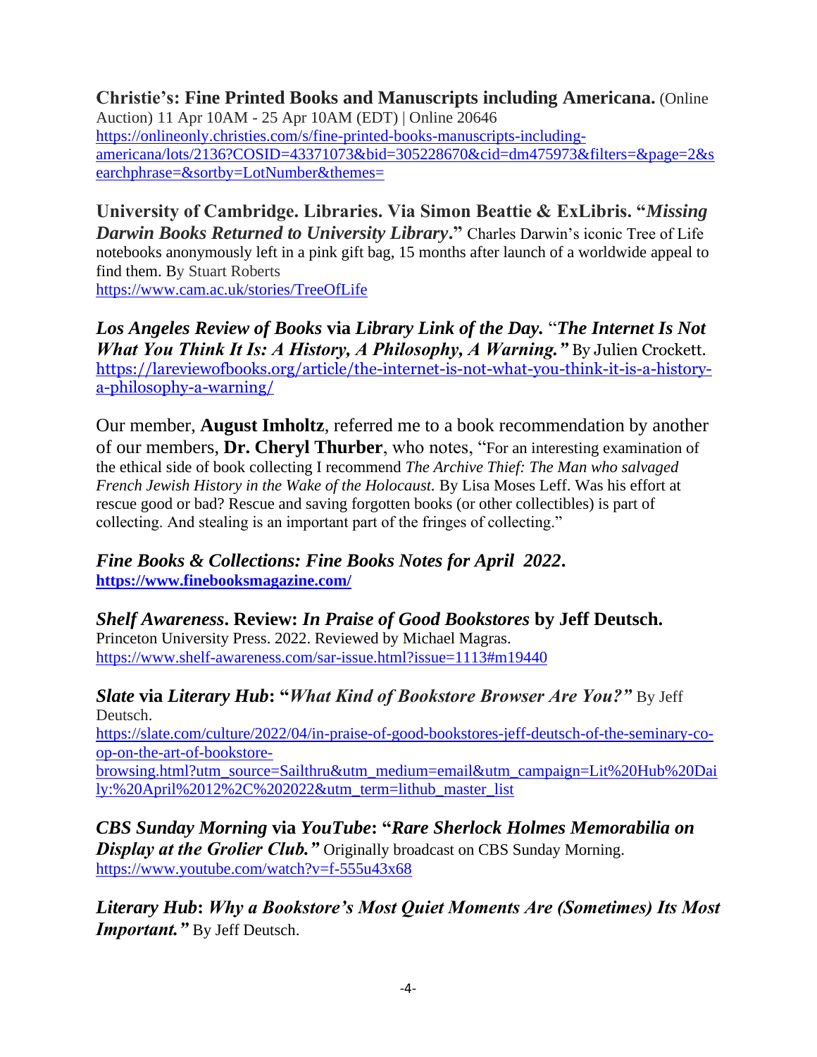**Christie's: Fine Printed Books and Manuscripts including Americana.** (Online Auction) 11 Apr 10AM - 25 Apr 10AM (EDT) | Online 20646
https://onlineonly.christies.com/s/fine-printed-books-manuscripts-including-americana/lots/2136?COSID=43371073&bid=305228670&cid=dm475973&filters=&page=2&searchphrase=&sortby=LotNumber&themes=

**University of Cambridge. Libraries. Via Simon Beattie & ExLibris. "*Missing Darwin Books Returned to University Library*."** Charles Darwin's iconic Tree of Life notebooks anonymously left in a pink gift bag, 15 months after launch of a worldwide appeal to find them. By Stuart Roberts
https://www.cam.ac.uk/stories/TreeOfLife

***Los Angeles Review of Books* via *Library Link of the Day.* "*The Internet Is Not What You Think It Is: A History, A Philosophy, A Warning.*"** By Julien Crockett.
https://lareviewofbooks.org/article/the-internet-is-not-what-you-think-it-is-a-history-a-philosophy-a-warning/

Our member, **August Imholtz**, referred me to a book recommendation by another of our members, **Dr. Cheryl Thurber**, who notes, "For an interesting examination of the ethical side of book collecting I recommend *The Archive Thief: The Man who salvaged French Jewish History in the Wake of the Holocaust.* By Lisa Moses Leff. Was his effort at rescue good or bad? Rescue and saving forgotten books (or other collectibles) is part of collecting. And stealing is an important part of the fringes of collecting."

***Fine Books & Collections: Fine Books Notes for April 2022*.**
**https://www.finebooksmagazine.com/**

***Shelf Awareness*. Review: *In Praise of Good Bookstores* by Jeff Deutsch.**
Princeton University Press. 2022. Reviewed by Michael Magras.
https://www.shelf-awareness.com/sar-issue.html?issue=1113#m19440

***Slate* via *Literary Hub*: "*What Kind of Bookstore Browser Are You?*"** By Jeff Deutsch.
https://slate.com/culture/2022/04/in-praise-of-good-bookstores-jeff-deutsch-of-the-seminary-co-op-on-the-art-of-bookstore-browsing.html?utm_source=Sailthru&utm_medium=email&utm_campaign=Lit%20Hub%20Daily:%20April%2012%2C%202022&utm_term=lithub_master_list

***CBS Sunday Morning* via *YouTube*: "*Rare Sherlock Holmes Memorabilia on Display at the Grolier Club.*"** Originally broadcast on CBS Sunday Morning.
https://www.youtube.com/watch?v=f-555u43x68

***Literary Hub*: *Why a Bookstore's Most Quiet Moments Are (Sometimes) Its Most Important.*"** By Jeff Deutsch.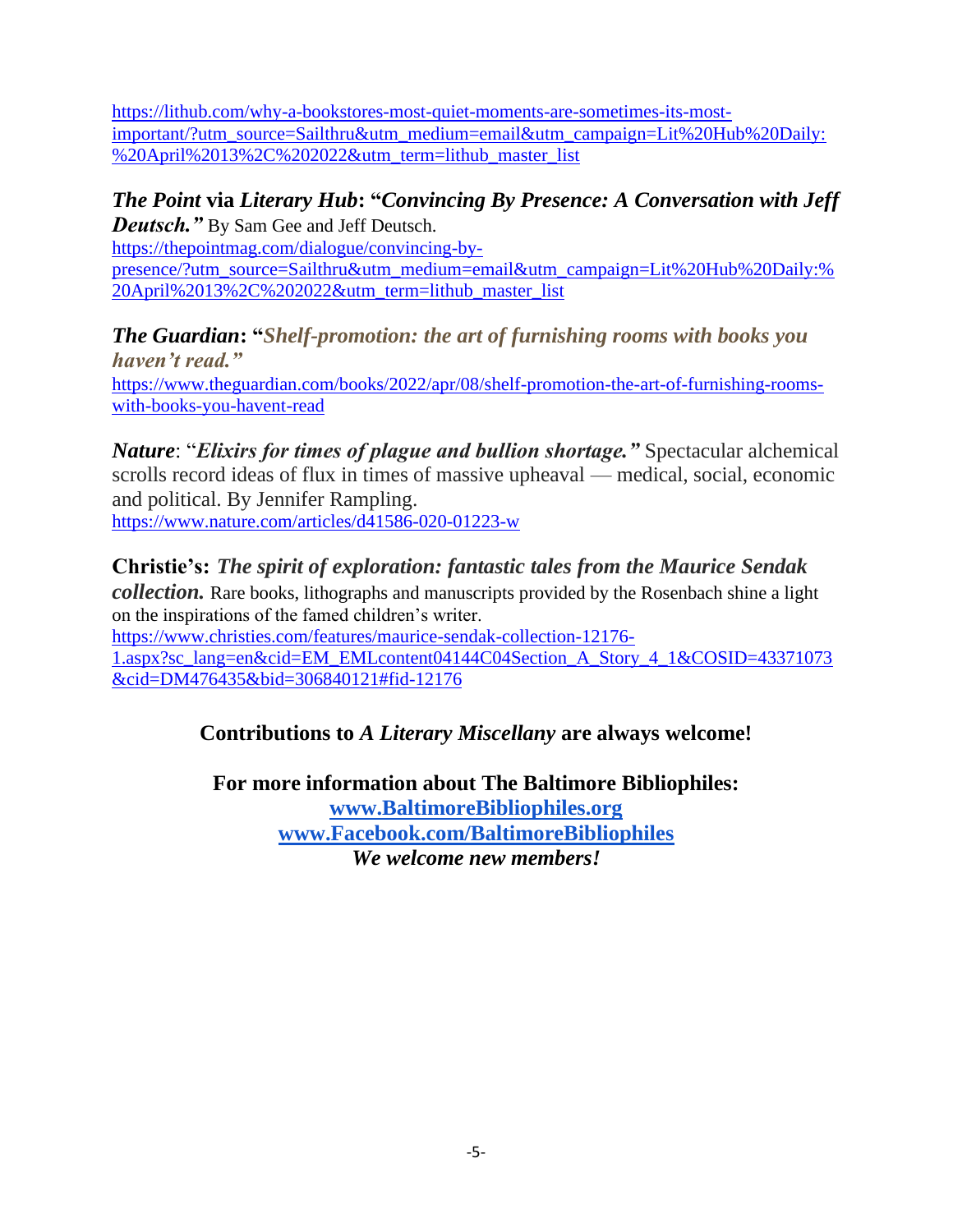https://lithub.com/why-a-bookstores-most-quiet-moments-are-sometimes-its-most-important/?utm_source=Sailthru&utm_medium=email&utm_campaign=Lit%20Hub%20Daily:%20April%2013%2C%202022&utm_term=lithub_master_list

***The Point* via *Literary Hub*: "*Convincing By Presence: A Conversation with Jeff Deutsch.*"** By Sam Gee and Jeff Deutsch.
https://thepointmag.com/dialogue/convincing-by-presence/?utm_source=Sailthru&utm_medium=email&utm_campaign=Lit%20Hub%20Daily:%20April%2013%2C%202022&utm_term=lithub_master_list

***The Guardian*: "*Shelf-promotion: the art of furnishing rooms with books you haven't read.*"**
https://www.theguardian.com/books/2022/apr/08/shelf-promotion-the-art-of-furnishing-rooms-with-books-you-havent-read

***Nature*: "*Elixirs for times of plague and bullion shortage.*"** Spectacular alchemical scrolls record ideas of flux in times of massive upheaval — medical, social, economic and political. By Jennifer Rampling.
https://www.nature.com/articles/d41586-020-01223-w

**Christie's: *The spirit of exploration: fantastic tales from the Maurice Sendak collection.*** Rare books, lithographs and manuscripts provided by the Rosenbach shine a light on the inspirations of the famed children's writer.
https://www.christies.com/features/maurice-sendak-collection-12176-1.aspx?sc_lang=en&cid=EM_EMLcontent04144C04Section_A_Story_4_1&COSID=43371073&cid=DM476435&bid=306840121#fid-12176

**Contributions to *A Literary Miscellany* are always welcome!**

**For more information about The Baltimore Bibliophiles:**
**www.BaltimoreBibliophiles.org**
**www.Facebook.com/BaltimoreBibliophiles**
***We welcome new members!***